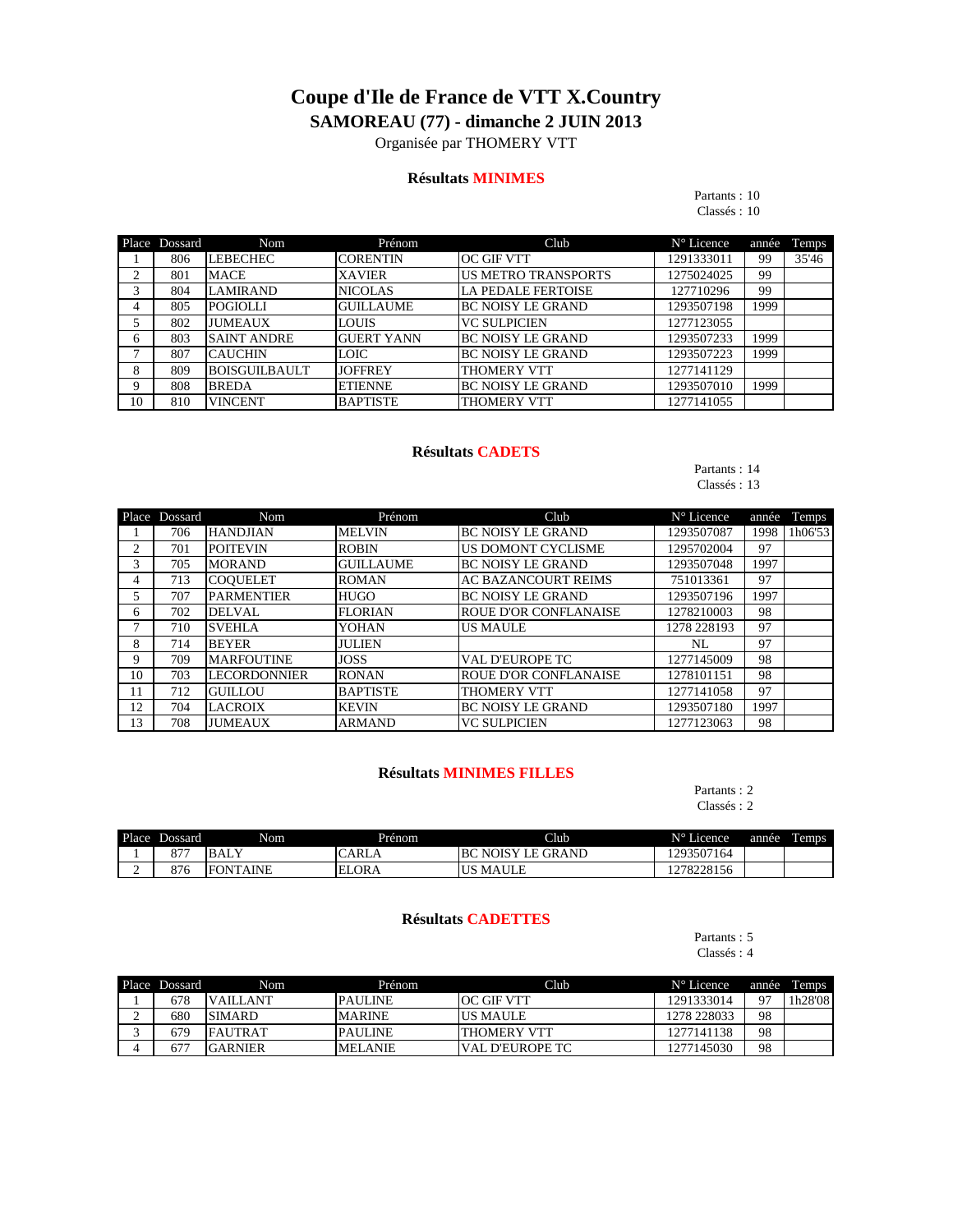# Coupe d'Ile de France de VTT X.Country

## SAMOREAU (77) - dimanche 2 JUIN 2013

Organisée par THOMERY VTT

### Résultats MINIMES

Partants : 10
Classés : 10

| Place | Dossard | Nom | Prénom | Club | N° Licence | année | Temps |
|---|---|---|---|---|---|---|---|
| 1 | 806 | LEBECHEC | CORENTIN | OC GIF VTT | 1291333011 | 99 | 35'46 |
| 2 | 801 | MACE | XAVIER | US METRO TRANSPORTS | 1275024025 | 99 | |
| 3 | 804 | LAMIRAND | NICOLAS | LA PEDALE FERTOISE | 127710296 | 99 | |
| 4 | 805 | POGIOLLI | GUILLAUME | BC NOISY LE GRAND | 1293507198 | 1999 | |
| 5 | 802 | JUMEAUX | LOUIS | VC SULPICIEN | 1277123055 | | |
| 6 | 803 | SAINT ANDRE | GUERT YANN | BC NOISY LE GRAND | 1293507233 | 1999 | |
| 7 | 807 | CAUCHIN | LOIC | BC NOISY LE GRAND | 1293507223 | 1999 | |
| 8 | 809 | BOISGUILBAULT | JOFFREY | THOMERY VTT | 1277141129 | | |
| 9 | 808 | BREDA | ETIENNE | BC NOISY LE GRAND | 1293507010 | 1999 | |
| 10 | 810 | VINCENT | BAPTISTE | THOMERY VTT | 1277141055 | | |

### Résultats CADETS

Partants : 14
Classés : 13

| Place | Dossard | Nom | Prénom | Club | N° Licence | année | Temps |
|---|---|---|---|---|---|---|---|
| 1 | 706 | HANDJIAN | MELVIN | BC NOISY LE GRAND | 1293507087 | 1998 | 1h06'53 |
| 2 | 701 | POITEVIN | ROBIN | US DOMONT CYCLISME | 1295702004 | 97 | |
| 3 | 705 | MORAND | GUILLAUME | BC NOISY LE GRAND | 1293507048 | 1997 | |
| 4 | 713 | COQUELET | ROMAN | AC BAZANCOURT REIMS | 751013361 | 97 | |
| 5 | 707 | PARMENTIER | HUGO | BC NOISY LE GRAND | 1293507196 | 1997 | |
| 6 | 702 | DELVAL | FLORIAN | ROUE D'OR CONFLANAISE | 1278210003 | 98 | |
| 7 | 710 | SVEHLA | YOHAN | US MAULE | 1278 228193 | 97 | |
| 8 | 714 | BEYER | JULIEN | | NL | 97 | |
| 9 | 709 | MARFOUTINE | JOSS | VAL D'EUROPE TC | 1277145009 | 98 | |
| 10 | 703 | LECORDONNIER | RONAN | ROUE D'OR CONFLANAISE | 1278101151 | 98 | |
| 11 | 712 | GUILLOU | BAPTISTE | THOMERY VTT | 1277141058 | 97 | |
| 12 | 704 | LACROIX | KEVIN | BC NOISY LE GRAND | 1293507180 | 1997 | |
| 13 | 708 | JUMEAUX | ARMAND | VC SULPICIEN | 1277123063 | 98 | |

### Résultats MINIMES FILLES

Partants : 2
Classés : 2

| Place | Dossard | Nom | Prénom | Club | N° Licence | année | Temps |
|---|---|---|---|---|---|---|---|
| 1 | 877 | BALY | CARLA | BC NOISY LE GRAND | 1293507164 | | |
| 2 | 876 | FONTAINE | ELORA | US MAULE | 1278228156 | | |

### Résultats CADETTES

Partants : 5
Classés : 4

| Place | Dossard | Nom | Prénom | Club | N° Licence | année | Temps |
|---|---|---|---|---|---|---|---|
| 1 | 678 | VAILLANT | PAULINE | OC GIF VTT | 1291333014 | 97 | 1h28'08 |
| 2 | 680 | SIMARD | MARINE | US MAULE | 1278 228033 | 98 | |
| 3 | 679 | FAUTRAT | PAULINE | THOMERY VTT | 1277141138 | 98 | |
| 4 | 677 | GARNIER | MELANIE | VAL D'EUROPE TC | 1277145030 | 98 | |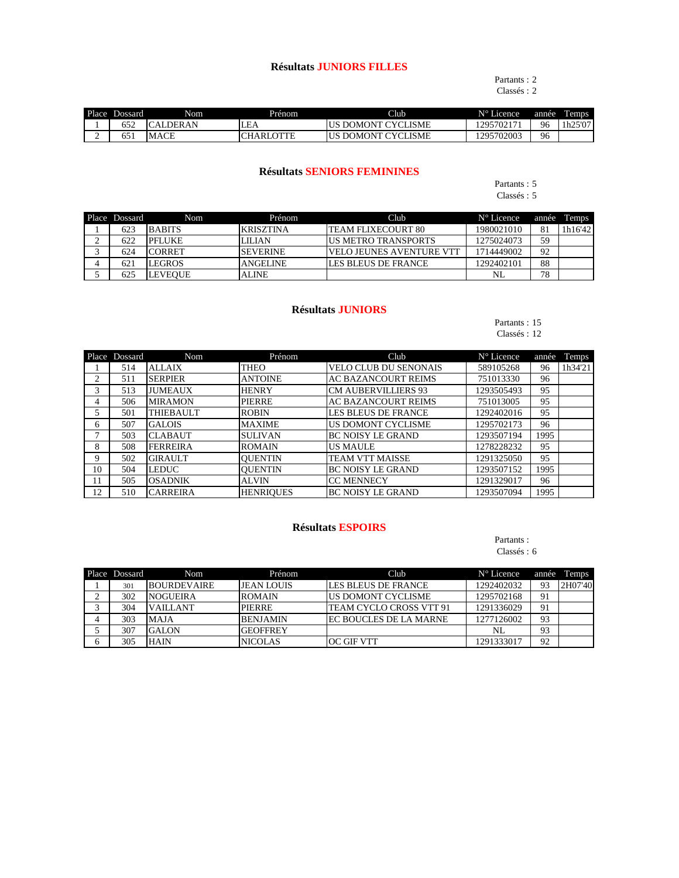## Résultats JUNIORS FILLES

Partants : 2
Classés : 2

| Place | Dossard | Nom | Prénom | Club | N° Licence | année | Temps |
|---|---|---|---|---|---|---|---|
| 1 | 652 | CALDERAN | LEA | US DOMONT CYCLISME | 1295702171 | 96 | 1h25'07 |
| 2 | 651 | MACE | CHARLOTTE | US DOMONT CYCLISME | 1295702003 | 96 | |

## Résultats SENIORS FEMININES

Partants : 5
Classés : 5

| Place | Dossard | Nom | Prénom | Club | N° Licence | année | Temps |
|---|---|---|---|---|---|---|---|
| 1 | 623 | BABITS | KRISZTINA | TEAM FLIXECOURT 80 | 1980021010 | 81 | 1h16'42 |
| 2 | 622 | PFLUKE | LILIAN | US METRO TRANSPORTS | 1275024073 | 59 | |
| 3 | 624 | CORRET | SEVERINE | VELO JEUNES AVENTURE VTT | 1714449002 | 92 | |
| 4 | 621 | LEGROS | ANGELINE | LES BLEUS DE FRANCE | 1292402101 | 88 | |
| 5 | 625 | LEVEQUE | ALINE | | NL | 78 | |

## Résultats JUNIORS

Partants : 15
Classés : 12

| Place | Dossard | Nom | Prénom | Club | N° Licence | année | Temps |
|---|---|---|---|---|---|---|---|
| 1 | 514 | ALLAIX | THEO | VELO CLUB DU SENONAIS | 589105268 | 96 | 1h34'21 |
| 2 | 511 | SERPIER | ANTOINE | AC BAZANCOURT REIMS | 751013330 | 96 | |
| 3 | 513 | JUMEAUX | HENRY | CM AUBERVILLIERS 93 | 1293505493 | 95 | |
| 4 | 506 | MIRAMON | PIERRE | AC BAZANCOURT REIMS | 751013005 | 95 | |
| 5 | 501 | THIEBAULT | ROBIN | LES BLEUS DE FRANCE | 1292402016 | 95 | |
| 6 | 507 | GALOIS | MAXIME | US DOMONT CYCLISME | 1295702173 | 96 | |
| 7 | 503 | CLABAUT | SULIVAN | BC NOISY LE GRAND | 1293507194 | 1995 | |
| 8 | 508 | FERREIRA | ROMAIN | US MAULE | 1278228232 | 95 | |
| 9 | 502 | GIRAULT | QUENTIN | TEAM VTT MAISSE | 1291325050 | 95 | |
| 10 | 504 | LEDUC | QUENTIN | BC NOISY LE GRAND | 1293507152 | 1995 | |
| 11 | 505 | OSADNIK | ALVIN | CC MENNECY | 1291329017 | 96 | |
| 12 | 510 | CARREIRA | HENRIQUES | BC NOISY LE GRAND | 1293507094 | 1995 | |

## Résultats ESPOIRS

Partants :
Classés : 6

| Place | Dossard | Nom | Prénom | Club | N° Licence | année | Temps |
|---|---|---|---|---|---|---|---|
| 1 | 301 | BOURDEVAIRE | JEAN LOUIS | LES BLEUS DE FRANCE | 1292402032 | 93 | 2H07'40 |
| 2 | 302 | NOGUEIRA | ROMAIN | US DOMONT CYCLISME | 1295702168 | 91 | |
| 3 | 304 | VAILLANT | PIERRE | TEAM CYCLO CROSS VTT 91 | 1291336029 | 91 | |
| 4 | 303 | MAJA | BENJAMIN | EC BOUCLES DE LA MARNE | 1277126002 | 93 | |
| 5 | 307 | GALON | GEOFFREY | | NL | 93 | |
| 6 | 305 | HAIN | NICOLAS | OC GIF VTT | 1291333017 | 92 | |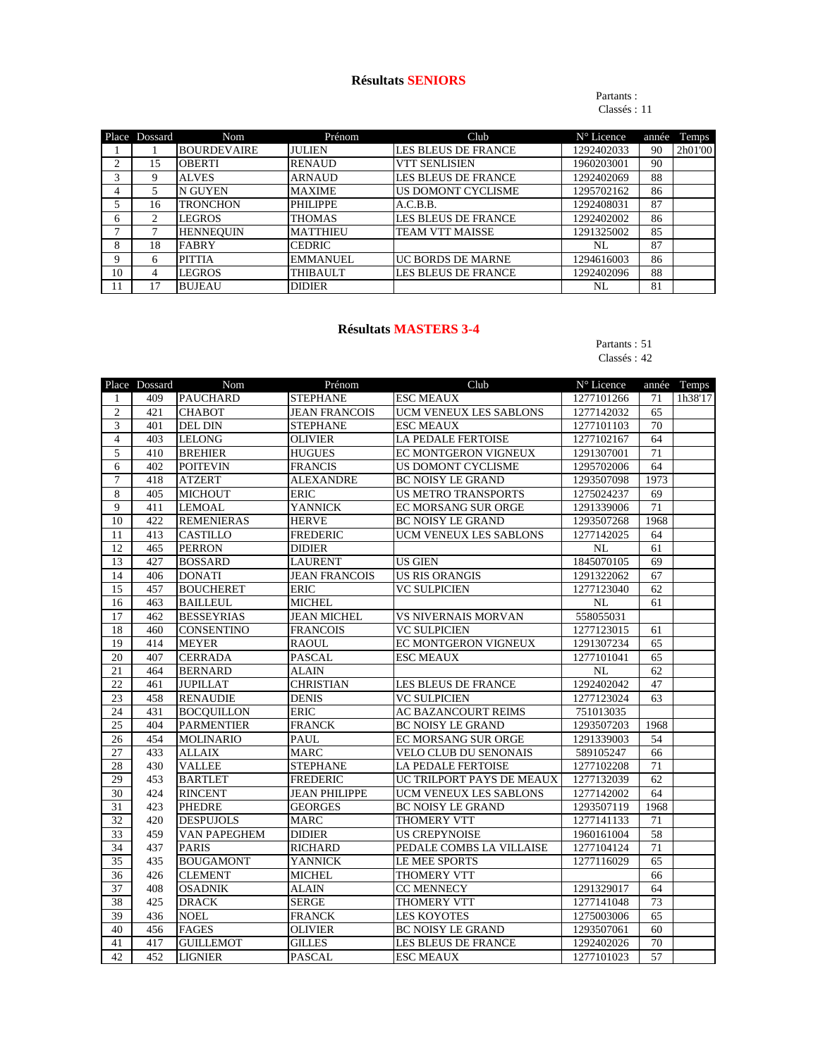## Résultats SENIORS

Partants :
Classés : 11

| Place | Dossard | Nom | Prénom | Club | N° Licence | année | Temps |
|---|---|---|---|---|---|---|---|
| 1 | 1 | BOURDEVAIRE | JULIEN | LES BLEUS DE FRANCE | 1292402033 | 90 | 2h01'00 |
| 2 | 15 | OBERTI | RENAUD | VTT SENLISIEN | 1960203001 | 90 | |
| 3 | 9 | ALVES | ARNAUD | LES BLEUS DE FRANCE | 1292402069 | 88 | |
| 4 | 5 | N GUYEN | MAXIME | US DOMONT CYCLISME | 1295702162 | 86 | |
| 5 | 16 | TRONCHON | PHILIPPE | A.C.B.B. | 1292408031 | 87 | |
| 6 | 2 | LEGROS | THOMAS | LES BLEUS DE FRANCE | 1292402002 | 86 | |
| 7 | 7 | HENNEQUIN | MATTHIEU | TEAM VTT MAISSE | 1291325002 | 85 | |
| 8 | 18 | FABRY | CEDRIC | | NL | 87 | |
| 9 | 6 | PITTIA | EMMANUEL | UC BORDS DE MARNE | 1294616003 | 86 | |
| 10 | 4 | LEGROS | THIBAULT | LES BLEUS DE FRANCE | 1292402096 | 88 | |
| 11 | 17 | BUJEAU | DIDIER | | NL | 81 | |

## Résultats MASTERS 3-4

Partants : 51
Classés : 42

| Place | Dossard | Nom | Prénom | Club | N° Licence | année | Temps |
|---|---|---|---|---|---|---|---|
| 1 | 409 | PAUCHARD | STEPHANE | ESC MEAUX | 1277101266 | 71 | 1h38'17 |
| 2 | 421 | CHABOT | JEAN FRANCOIS | UCM VENEUX LES SABLONS | 1277142032 | 65 | |
| 3 | 401 | DEL DIN | STEPHANE | ESC MEAUX | 1277101103 | 70 | |
| 4 | 403 | LELONG | OLIVIER | LA PEDALE FERTOISE | 1277102167 | 64 | |
| 5 | 410 | BREHIER | HUGUES | EC MONTGERON VIGNEUX | 1291307001 | 71 | |
| 6 | 402 | POITEVIN | FRANCIS | US DOMONT CYCLISME | 1295702006 | 64 | |
| 7 | 418 | ATZERT | ALEXANDRE | BC NOISY LE GRAND | 1293507098 | 1973 | |
| 8 | 405 | MICHOUT | ERIC | US METRO TRANSPORTS | 1275024237 | 69 | |
| 9 | 411 | LEMOAL | YANNICK | EC MORSANG SUR ORGE | 1291339006 | 71 | |
| 10 | 422 | REMENIERAS | HERVE | BC NOISY LE GRAND | 1293507268 | 1968 | |
| 11 | 413 | CASTILLO | FREDERIC | UCM VENEUX LES SABLONS | 1277142025 | 64 | |
| 12 | 465 | PERRON | DIDIER | | NL | 61 | |
| 13 | 427 | BOSSARD | LAURENT | US GIEN | 1845070105 | 69 | |
| 14 | 406 | DONATI | JEAN FRANCOIS | US RIS ORANGIS | 1291322062 | 67 | |
| 15 | 457 | BOUCHERET | ERIC | VC SULPICIEN | 1277123040 | 62 | |
| 16 | 463 | BAILLEUL | MICHEL | | NL | 61 | |
| 17 | 462 | BESSEYRIAS | JEAN MICHEL | VS NIVERNAIS MORVAN | 558055031 | | |
| 18 | 460 | CONSENTINO | FRANCOIS | VC SULPICIEN | 1277123015 | 61 | |
| 19 | 414 | MEYER | RAOUL | EC MONTGERON VIGNEUX | 1291307234 | 65 | |
| 20 | 407 | CERRADA | PASCAL | ESC MEAUX | 1277101041 | 65 | |
| 21 | 464 | BERNARD | ALAIN | | NL | 62 | |
| 22 | 461 | JUPILLAT | CHRISTIAN | LES BLEUS DE FRANCE | 1292402042 | 47 | |
| 23 | 458 | RENAUDIE | DENIS | VC SULPICIEN | 1277123024 | 63 | |
| 24 | 431 | BOCQUILLON | ERIC | AC BAZANCOURT REIMS | 751013035 | | |
| 25 | 404 | PARMENTIER | FRANCK | BC NOISY LE GRAND | 1293507203 | 1968 | |
| 26 | 454 | MOLINARIO | PAUL | EC MORSANG SUR ORGE | 1291339003 | 54 | |
| 27 | 433 | ALLAIX | MARC | VELO CLUB DU SENONAIS | 589105247 | 66 | |
| 28 | 430 | VALLEE | STEPHANE | LA PEDALE FERTOISE | 1277102208 | 71 | |
| 29 | 453 | BARTLET | FREDERIC | UC TRILPORT PAYS DE MEAUX | 1277132039 | 62 | |
| 30 | 424 | RINCENT | JEAN PHILIPPE | UCM VENEUX LES SABLONS | 1277142002 | 64 | |
| 31 | 423 | PHEDRE | GEORGES | BC NOISY LE GRAND | 1293507119 | 1968 | |
| 32 | 420 | DESPUJOLS | MARC | THOMERY VTT | 1277141133 | 71 | |
| 33 | 459 | VAN PAPEGHEM | DIDIER | US CREPYNOISE | 1960161004 | 58 | |
| 34 | 437 | PARIS | RICHARD | PEDALE COMBS LA VILLAISE | 1277104124 | 71 | |
| 35 | 435 | BOUGAMONT | YANNICK | LE MEE SPORTS | 1277116029 | 65 | |
| 36 | 426 | CLEMENT | MICHEL | THOMERY VTT | | 66 | |
| 37 | 408 | OSADNIK | ALAIN | CC MENNECY | 1291329017 | 64 | |
| 38 | 425 | DRACK | SERGE | THOMERY VTT | 1277141048 | 73 | |
| 39 | 436 | NOEL | FRANCK | LES KOYOTES | 1275003006 | 65 | |
| 40 | 456 | FAGES | OLIVIER | BC NOISY LE GRAND | 1293507061 | 60 | |
| 41 | 417 | GUILLEMOT | GILLES | LES BLEUS DE FRANCE | 1292402026 | 70 | |
| 42 | 452 | LIGNIER | PASCAL | ESC MEAUX | 1277101023 | 57 | |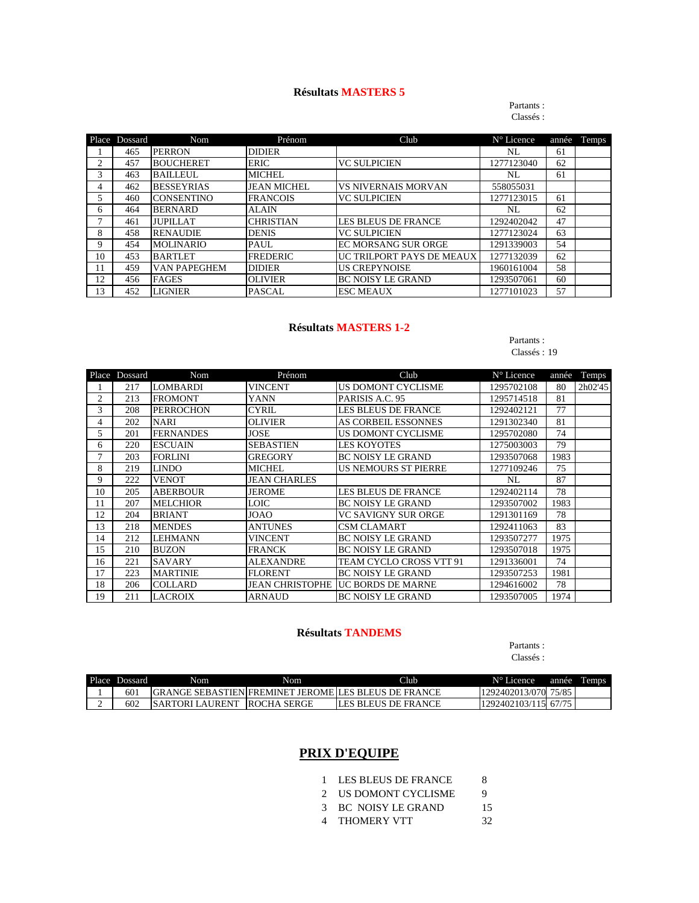### Résultats MASTERS 5

Partants :
Classés :

| Place | Dossard | Nom | Prénom | Club | N° Licence | année | Temps |
|---|---|---|---|---|---|---|---|
| 1 | 465 | PERRON | DIDIER | | NL | 61 | |
| 2 | 457 | BOUCHERET | ERIC | VC SULPICIEN | 1277123040 | 62 | |
| 3 | 463 | BAILLEUL | MICHEL | | NL | 61 | |
| 4 | 462 | BESSEYRIAS | JEAN MICHEL | VS NIVERNAIS MORVAN | 558055031 | | |
| 5 | 460 | CONSENTINO | FRANCOIS | VC SULPICIEN | 1277123015 | 61 | |
| 6 | 464 | BERNARD | ALAIN | | NL | 62 | |
| 7 | 461 | JUPILLAT | CHRISTIAN | LES BLEUS DE FRANCE | 1292402042 | 47 | |
| 8 | 458 | RENAUDIE | DENIS | VC SULPICIEN | 1277123024 | 63 | |
| 9 | 454 | MOLINARIO | PAUL | EC MORSANG SUR ORGE | 1291339003 | 54 | |
| 10 | 453 | BARTLET | FREDERIC | UC TRILPORT PAYS DE MEAUX | 1277132039 | 62 | |
| 11 | 459 | VAN PAPEGHEM | DIDIER | US CREPYNOISE | 1960161004 | 58 | |
| 12 | 456 | FAGES | OLIVIER | BC NOISY LE GRAND | 1293507061 | 60 | |
| 13 | 452 | LIGNIER | PASCAL | ESC MEAUX | 1277101023 | 57 | |

### Résultats MASTERS 1-2

Partants :
Classés : 19

| Place | Dossard | Nom | Prénom | Club | N° Licence | année | Temps |
|---|---|---|---|---|---|---|---|
| 1 | 217 | LOMBARDI | VINCENT | US DOMONT CYCLISME | 1295702108 | 80 | 2h02'45 |
| 2 | 213 | FROMONT | YANN | PARISIS A.C. 95 | 1295714518 | 81 | |
| 3 | 208 | PERROCHON | CYRIL | LES BLEUS DE FRANCE | 1292402121 | 77 | |
| 4 | 202 | NARI | OLIVIER | AS CORBEIL ESSONNES | 1291302340 | 81 | |
| 5 | 201 | FERNANDES | JOSE | US DOMONT CYCLISME | 1295702080 | 74 | |
| 6 | 220 | ESCUAIN | SEBASTIEN | LES KOYOTES | 1275003003 | 79 | |
| 7 | 203 | FORLINI | GREGORY | BC NOISY LE GRAND | 1293507068 | 1983 | |
| 8 | 219 | LINDO | MICHEL | US NEMOURS ST PIERRE | 1277109246 | 75 | |
| 9 | 222 | VENOT | JEAN CHARLES | | NL | 87 | |
| 10 | 205 | ABERBOUR | JEROME | LES BLEUS DE FRANCE | 1292402114 | 78 | |
| 11 | 207 | MELCHIOR | LOIC | BC NOISY LE GRAND | 1293507002 | 1983 | |
| 12 | 204 | BRIANT | JOAO | VC SAVIGNY SUR ORGE | 1291301169 | 78 | |
| 13 | 218 | MENDES | ANTUNES | CSM CLAMART | 1292411063 | 83 | |
| 14 | 212 | LEHMANN | VINCENT | BC NOISY LE GRAND | 1293507277 | 1975 | |
| 15 | 210 | BUZON | FRANCK | BC NOISY LE GRAND | 1293507018 | 1975 | |
| 16 | 221 | SAVARY | ALEXANDRE | TEAM CYCLO CROSS VTT 91 | 1291336001 | 74 | |
| 17 | 223 | MARTINIE | FLORENT | BC NOISY LE GRAND | 1293507253 | 1981 | |
| 18 | 206 | COLLARD | JEAN CHRISTOPHE | UC BORDS DE MARNE | 1294616002 | 78 | |
| 19 | 211 | LACROIX | ARNAUD | BC NOISY LE GRAND | 1293507005 | 1974 | |

### Résultats TANDEMS

Partants :
Classés :

| Place | Dossard | Nom | Nom | Club | N° Licence | année | Temps |
|---|---|---|---|---|---|---|---|
| 1 | 601 | GRANGE SEBASTIEN | FREMINET JEROME | LES BLEUS DE FRANCE | 1292402013/070 | 75/85 | |
| 2 | 602 | SARTORI LAURENT | ROCHA SERGE | LES BLEUS DE FRANCE | 1292402103/115 | 67/75 | |

## PRIX D'EQUIPE

| | | |
|---|---|---|
| 1 | LES BLEUS DE FRANCE | 8 |
| 2 | US DOMONT CYCLISME | 9 |
| 3 | BC NOISY LE GRAND | 15 |
| 4 | THOMERY VTT | 32 |